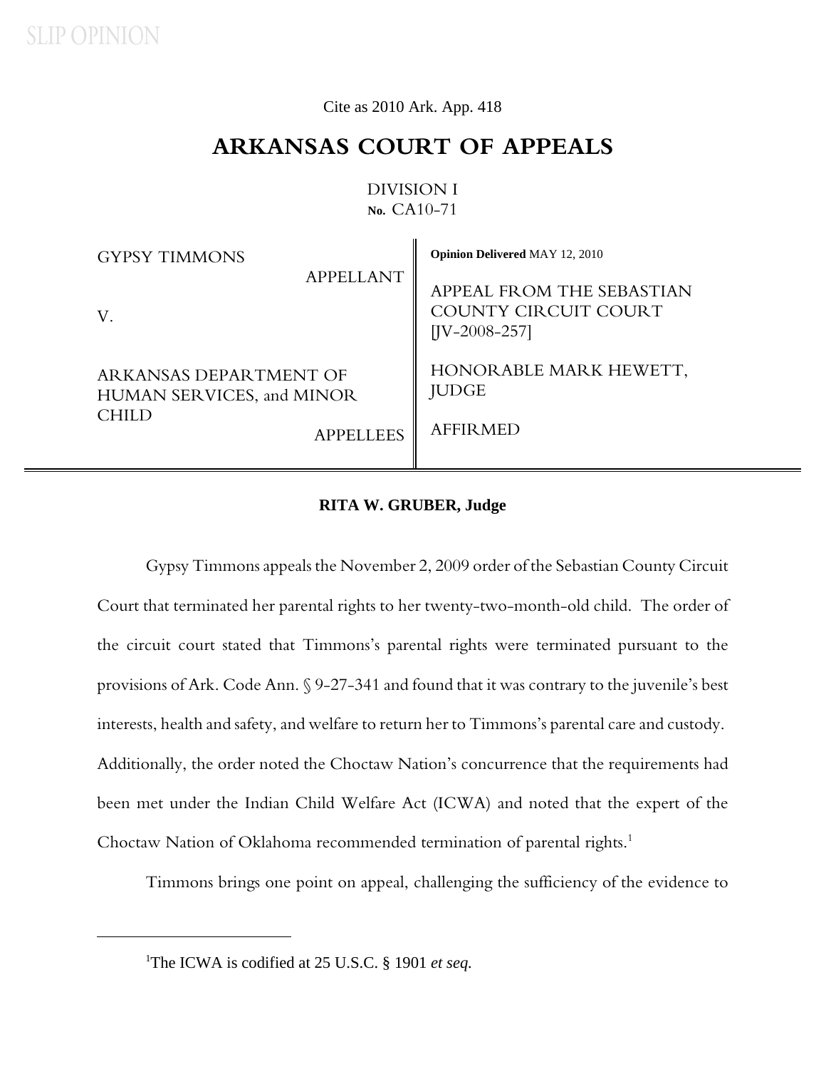SLIP OPINION

Cite as 2010 Ark. App. 418

# ARKANSAS COURT OF APPEALS

DIVISION I
**No.** CA10-71

| | |
|---|---|
| GYPSY TIMMONS<br>APPELLANT<br><br>V.<br><br>ARKANSAS DEPARTMENT OF HUMAN SERVICES, and MINOR CHILD<br>APPELLEES | **Opinion Delivered** MAY 12, 2010<br><br>APPEAL FROM THE SEBASTIAN COUNTY CIRCUIT COURT [JV-2008-257]<br><br>HONORABLE MARK HEWETT, JUDGE<br><br>AFFIRMED |

**RITA W. GRUBER, Judge**

Gypsy Timmons appeals the November 2, 2009 order of the Sebastian County Circuit Court that terminated her parental rights to her twenty-two-month-old child. The order of the circuit court stated that Timmons's parental rights were terminated pursuant to the provisions of Ark. Code Ann. § 9-27-341 and found that it was contrary to the juvenile's best interests, health and safety, and welfare to return her to Timmons's parental care and custody. Additionally, the order noted the Choctaw Nation's concurrence that the requirements had been met under the Indian Child Welfare Act (ICWA) and noted that the expert of the Choctaw Nation of Oklahoma recommended termination of parental rights.[1]

Timmons brings one point on appeal, challenging the sufficiency of the evidence to

---

[1]The ICWA is codified at 25 U.S.C. § 1901 *et seq.*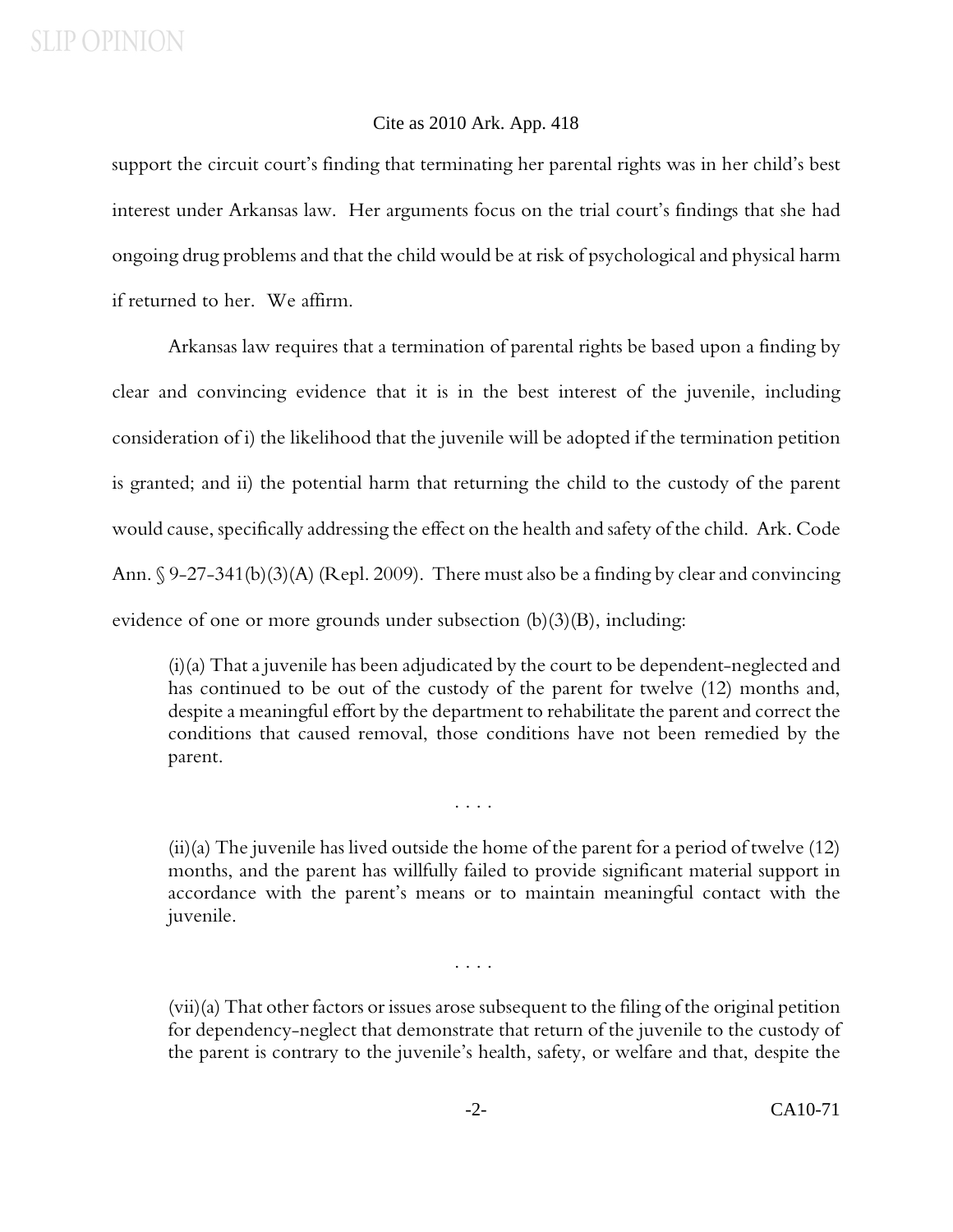support the circuit court's finding that terminating her parental rights was in her child's best interest under Arkansas law. Her arguments focus on the trial court's findings that she had ongoing drug problems and that the child would be at risk of psychological and physical harm if returned to her. We affirm.

Arkansas law requires that a termination of parental rights be based upon a finding by clear and convincing evidence that it is in the best interest of the juvenile, including consideration of i) the likelihood that the juvenile will be adopted if the termination petition is granted; and ii) the potential harm that returning the child to the custody of the parent would cause, specifically addressing the effect on the health and safety of the child. Ark. Code Ann. § 9-27-341(b)(3)(A) (Repl. 2009). There must also be a finding by clear and convincing evidence of one or more grounds under subsection (b)(3)(B), including:

> (i)(a) That a juvenile has been adjudicated by the court to be dependent-neglected and has continued to be out of the custody of the parent for twelve (12) months and, despite a meaningful effort by the department to rehabilitate the parent and correct the conditions that caused removal, those conditions have not been remedied by the parent.
>
> . . . .
>
> (ii)(a) The juvenile has lived outside the home of the parent for a period of twelve (12) months, and the parent has willfully failed to provide significant material support in accordance with the parent's means or to maintain meaningful contact with the juvenile.
>
> . . . .
>
> (vii)(a) That other factors or issues arose subsequent to the filing of the original petition for dependency-neglect that demonstrate that return of the juvenile to the custody of the parent is contrary to the juvenile's health, safety, or welfare and that, despite the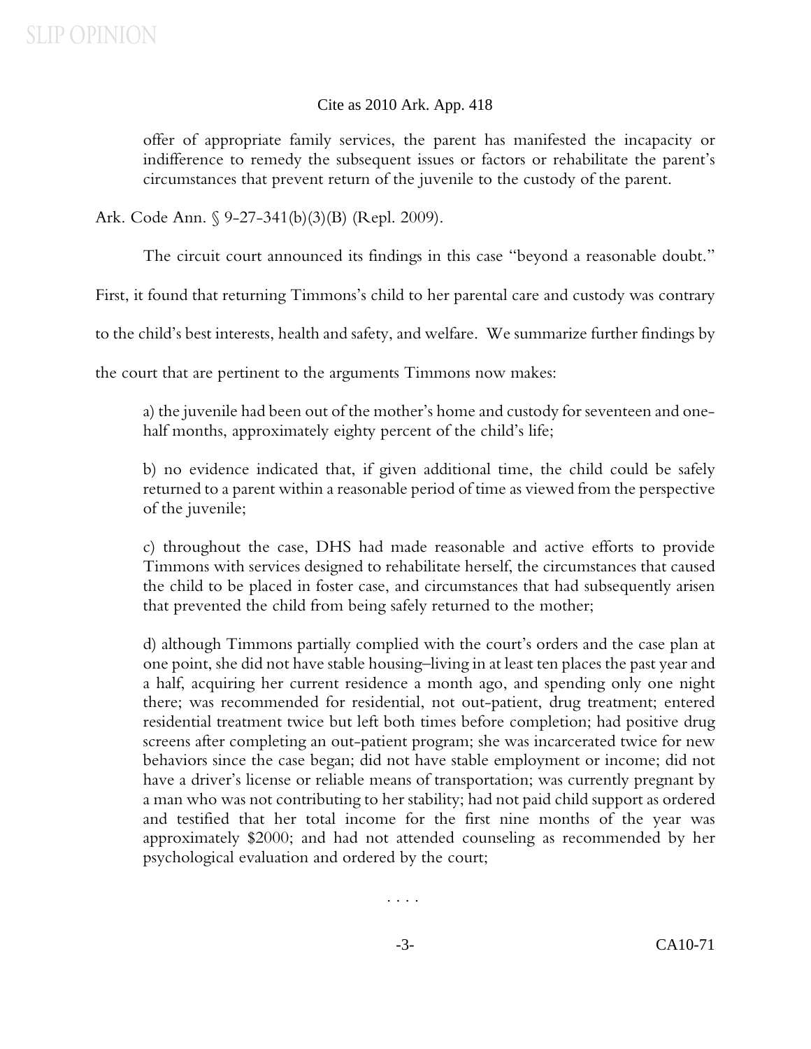offer of appropriate family services, the parent has manifested the incapacity or indifference to remedy the subsequent issues or factors or rehabilitate the parent's circumstances that prevent return of the juvenile to the custody of the parent.

Ark. Code Ann. § 9-27-341(b)(3)(B) (Repl. 2009).

The circuit court announced its findings in this case "beyond a reasonable doubt." First, it found that returning Timmons's child to her parental care and custody was contrary to the child's best interests, health and safety, and welfare. We summarize further findings by the court that are pertinent to the arguments Timmons now makes:

> a) the juvenile had been out of the mother's home and custody for seventeen and one-half months, approximately eighty percent of the child's life;
>
> b) no evidence indicated that, if given additional time, the child could be safely returned to a parent within a reasonable period of time as viewed from the perspective of the juvenile;
>
> c) throughout the case, DHS had made reasonable and active efforts to provide Timmons with services designed to rehabilitate herself, the circumstances that caused the child to be placed in foster case, and circumstances that had subsequently arisen that prevented the child from being safely returned to the mother;
>
> d) although Timmons partially complied with the court's orders and the case plan at one point, she did not have stable housing–living in at least ten places the past year and a half, acquiring her current residence a month ago, and spending only one night there; was recommended for residential, not out-patient, drug treatment; entered residential treatment twice but left both times before completion; had positive drug screens after completing an out-patient program; she was incarcerated twice for new behaviors since the case began; did not have stable employment or income; did not have a driver's license or reliable means of transportation; was currently pregnant by a man who was not contributing to her stability; had not paid child support as ordered and testified that her total income for the first nine months of the year was approximately $2000; and had not attended counseling as recommended by her psychological evaluation and ordered by the court;
>
> . . . .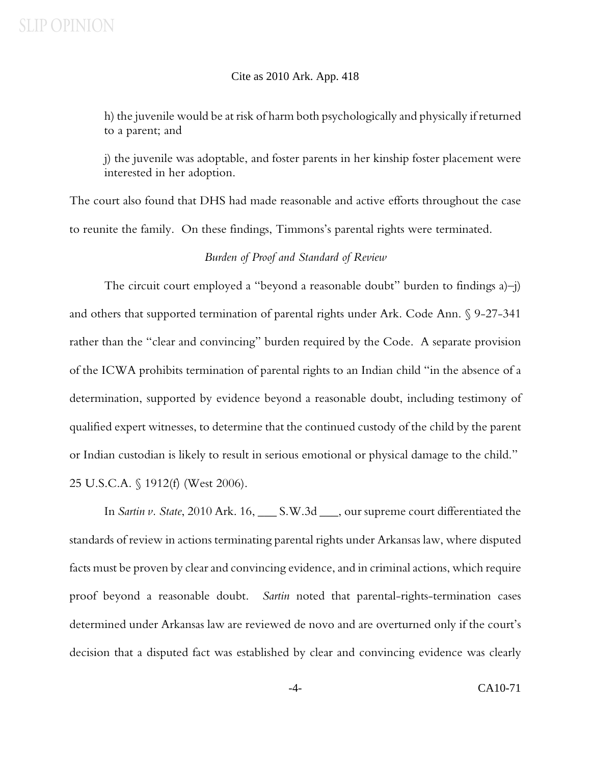h) the juvenile would be at risk of harm both psychologically and physically if returned to a parent; and

j) the juvenile was adoptable, and foster parents in her kinship foster placement were interested in her adoption.

The court also found that DHS had made reasonable and active efforts throughout the case to reunite the family. On these findings, Timmons's parental rights were terminated.

*Burden of Proof and Standard of Review*

The circuit court employed a "beyond a reasonable doubt" burden to findings a)–j) and others that supported termination of parental rights under Ark. Code Ann. § 9-27-341 rather than the "clear and convincing" burden required by the Code. A separate provision of the ICWA prohibits termination of parental rights to an Indian child "in the absence of a determination, supported by evidence beyond a reasonable doubt, including testimony of qualified expert witnesses, to determine that the continued custody of the child by the parent or Indian custodian is likely to result in serious emotional or physical damage to the child." 25 U.S.C.A. § 1912(f) (West 2006).

In *Sartin v. State*, 2010 Ark. 16, ___ S.W.3d ___, our supreme court differentiated the standards of review in actions terminating parental rights under Arkansas law, where disputed facts must be proven by clear and convincing evidence, and in criminal actions, which require proof beyond a reasonable doubt. *Sartin* noted that parental-rights-termination cases determined under Arkansas law are reviewed de novo and are overturned only if the court's decision that a disputed fact was established by clear and convincing evidence was clearly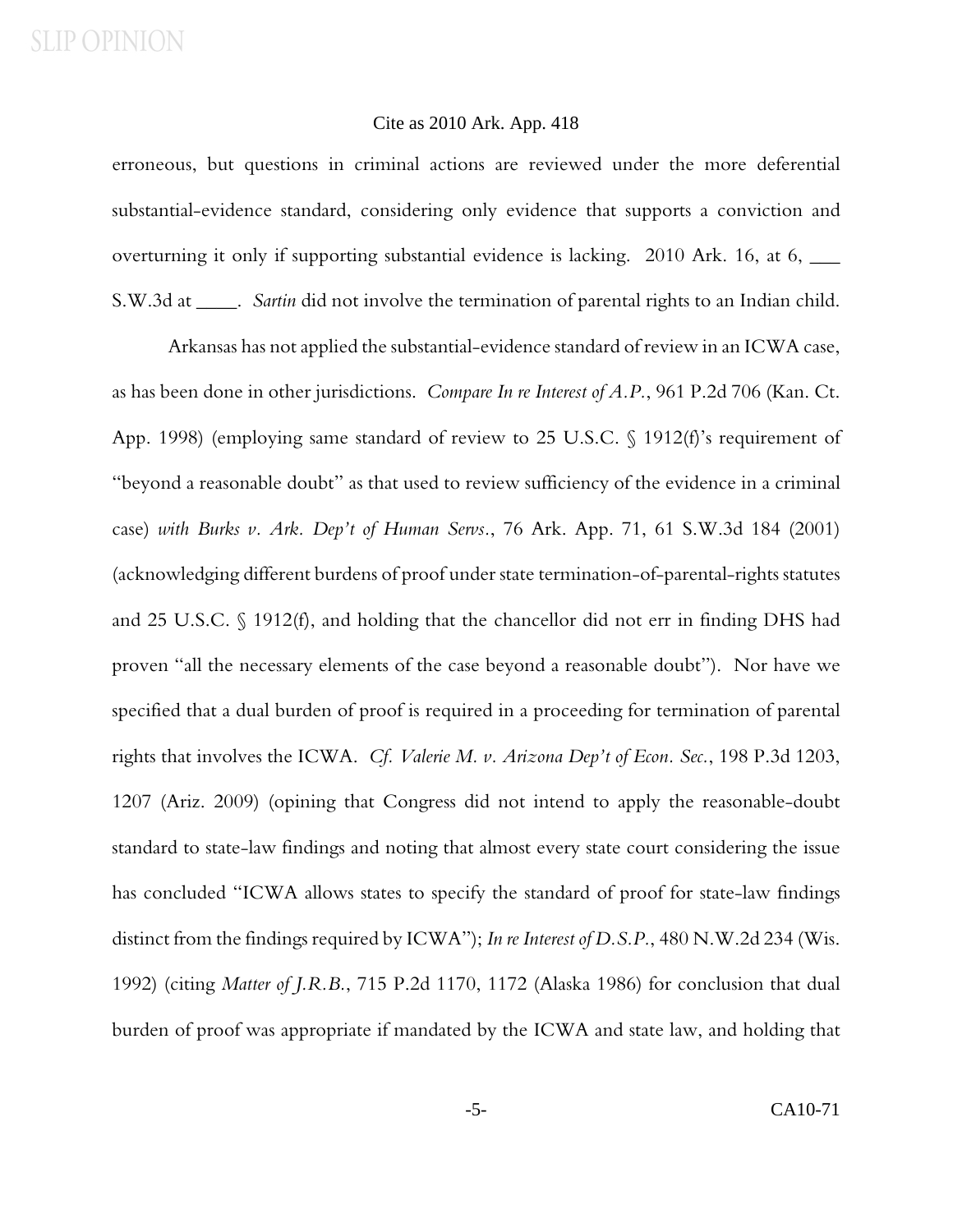erroneous, but questions in criminal actions are reviewed under the more deferential substantial-evidence standard, considering only evidence that supports a conviction and overturning it only if supporting substantial evidence is lacking. 2010 Ark. 16, at 6, ___ S.W.3d at ____. *Sartin* did not involve the termination of parental rights to an Indian child.

Arkansas has not applied the substantial-evidence standard of review in an ICWA case, as has been done in other jurisdictions. *Compare In re Interest of A.P.*, 961 P.2d 706 (Kan. Ct. App. 1998) (employing same standard of review to 25 U.S.C. § 1912(f)'s requirement of "beyond a reasonable doubt" as that used to review sufficiency of the evidence in a criminal case) *with Burks v. Ark. Dep't of Human Servs.*, 76 Ark. App. 71, 61 S.W.3d 184 (2001) (acknowledging different burdens of proof under state termination-of-parental-rights statutes and 25 U.S.C. § 1912(f), and holding that the chancellor did not err in finding DHS had proven "all the necessary elements of the case beyond a reasonable doubt"). Nor have we specified that a dual burden of proof is required in a proceeding for termination of parental rights that involves the ICWA. *Cf. Valerie M. v. Arizona Dep't of Econ. Sec.*, 198 P.3d 1203, 1207 (Ariz. 2009) (opining that Congress did not intend to apply the reasonable-doubt standard to state-law findings and noting that almost every state court considering the issue has concluded "ICWA allows states to specify the standard of proof for state-law findings distinct from the findings required by ICWA"); *In re Interest of D.S.P.*, 480 N.W.2d 234 (Wis. 1992) (citing *Matter of J.R.B.*, 715 P.2d 1170, 1172 (Alaska 1986) for conclusion that dual burden of proof was appropriate if mandated by the ICWA and state law, and holding that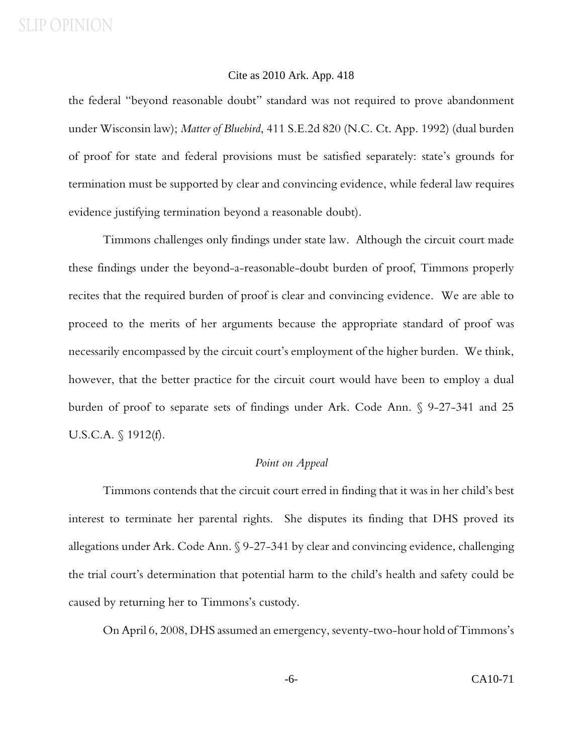the federal "beyond reasonable doubt" standard was not required to prove abandonment under Wisconsin law); *Matter of Bluebird*, 411 S.E.2d 820 (N.C. Ct. App. 1992) (dual burden of proof for state and federal provisions must be satisfied separately: state's grounds for termination must be supported by clear and convincing evidence, while federal law requires evidence justifying termination beyond a reasonable doubt).

Timmons challenges only findings under state law. Although the circuit court made these findings under the beyond-a-reasonable-doubt burden of proof, Timmons properly recites that the required burden of proof is clear and convincing evidence. We are able to proceed to the merits of her arguments because the appropriate standard of proof was necessarily encompassed by the circuit court's employment of the higher burden. We think, however, that the better practice for the circuit court would have been to employ a dual burden of proof to separate sets of findings under Ark. Code Ann. § 9-27-341 and 25 U.S.C.A. § 1912(f).

*Point on Appeal*

Timmons contends that the circuit court erred in finding that it was in her child's best interest to terminate her parental rights. She disputes its finding that DHS proved its allegations under Ark. Code Ann. § 9-27-341 by clear and convincing evidence, challenging the trial court's determination that potential harm to the child's health and safety could be caused by returning her to Timmons's custody.

On April 6, 2008, DHS assumed an emergency, seventy-two-hour hold of Timmons's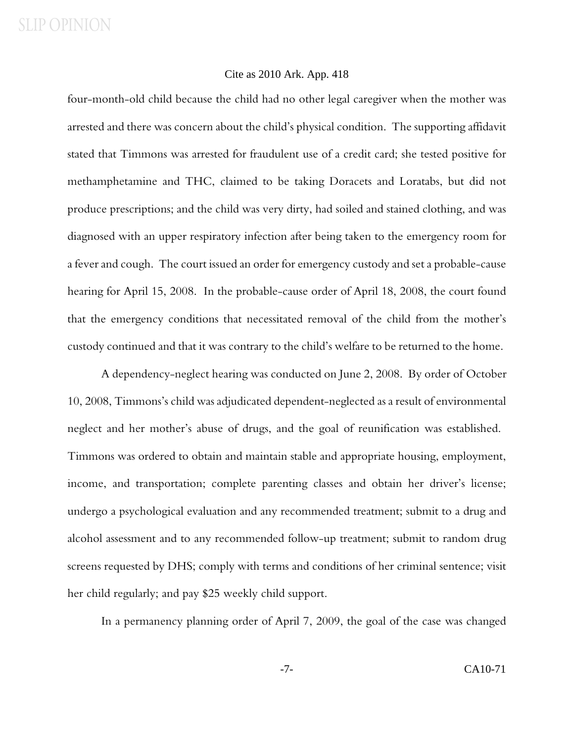four-month-old child because the child had no other legal caregiver when the mother was arrested and there was concern about the child's physical condition. The supporting affidavit stated that Timmons was arrested for fraudulent use of a credit card; she tested positive for methamphetamine and THC, claimed to be taking Doracets and Loratabs, but did not produce prescriptions; and the child was very dirty, had soiled and stained clothing, and was diagnosed with an upper respiratory infection after being taken to the emergency room for a fever and cough. The court issued an order for emergency custody and set a probable-cause hearing for April 15, 2008. In the probable-cause order of April 18, 2008, the court found that the emergency conditions that necessitated removal of the child from the mother's custody continued and that it was contrary to the child's welfare to be returned to the home.

A dependency-neglect hearing was conducted on June 2, 2008. By order of October 10, 2008, Timmons's child was adjudicated dependent-neglected as a result of environmental neglect and her mother's abuse of drugs, and the goal of reunification was established. Timmons was ordered to obtain and maintain stable and appropriate housing, employment, income, and transportation; complete parenting classes and obtain her driver's license; undergo a psychological evaluation and any recommended treatment; submit to a drug and alcohol assessment and to any recommended follow-up treatment; submit to random drug screens requested by DHS; comply with terms and conditions of her criminal sentence; visit her child regularly; and pay $25 weekly child support.

In a permanency planning order of April 7, 2009, the goal of the case was changed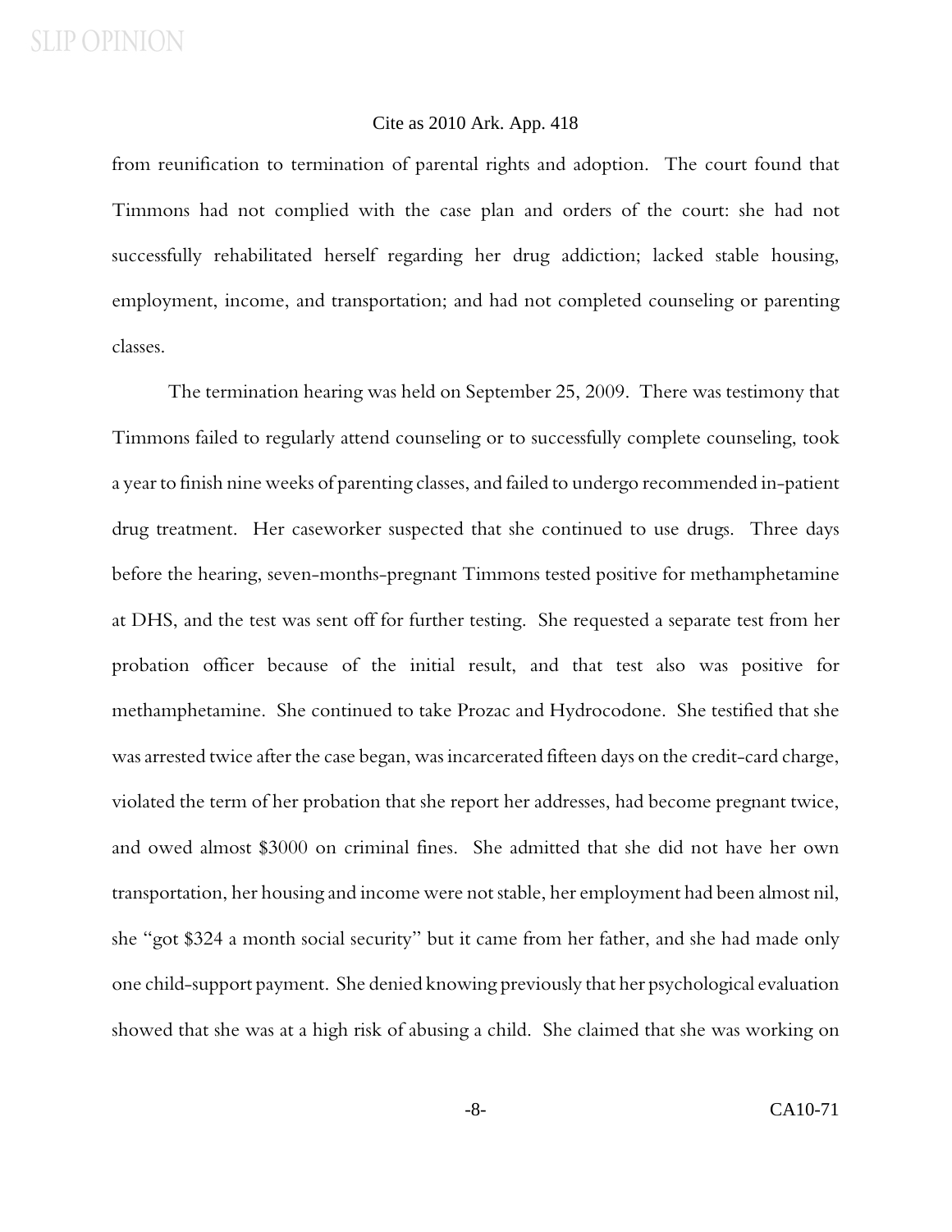from reunification to termination of parental rights and adoption. The court found that Timmons had not complied with the case plan and orders of the court: she had not successfully rehabilitated herself regarding her drug addiction; lacked stable housing, employment, income, and transportation; and had not completed counseling or parenting classes.

The termination hearing was held on September 25, 2009. There was testimony that Timmons failed to regularly attend counseling or to successfully complete counseling, took a year to finish nine weeks of parenting classes, and failed to undergo recommended in-patient drug treatment. Her caseworker suspected that she continued to use drugs. Three days before the hearing, seven-months-pregnant Timmons tested positive for methamphetamine at DHS, and the test was sent off for further testing. She requested a separate test from her probation officer because of the initial result, and that test also was positive for methamphetamine. She continued to take Prozac and Hydrocodone. She testified that she was arrested twice after the case began, was incarcerated fifteen days on the credit-card charge, violated the term of her probation that she report her addresses, had become pregnant twice, and owed almost $3000 on criminal fines. She admitted that she did not have her own transportation, her housing and income were not stable, her employment had been almost nil, she "got $324 a month social security" but it came from her father, and she had made only one child-support payment. She denied knowing previously that her psychological evaluation showed that she was at a high risk of abusing a child. She claimed that she was working on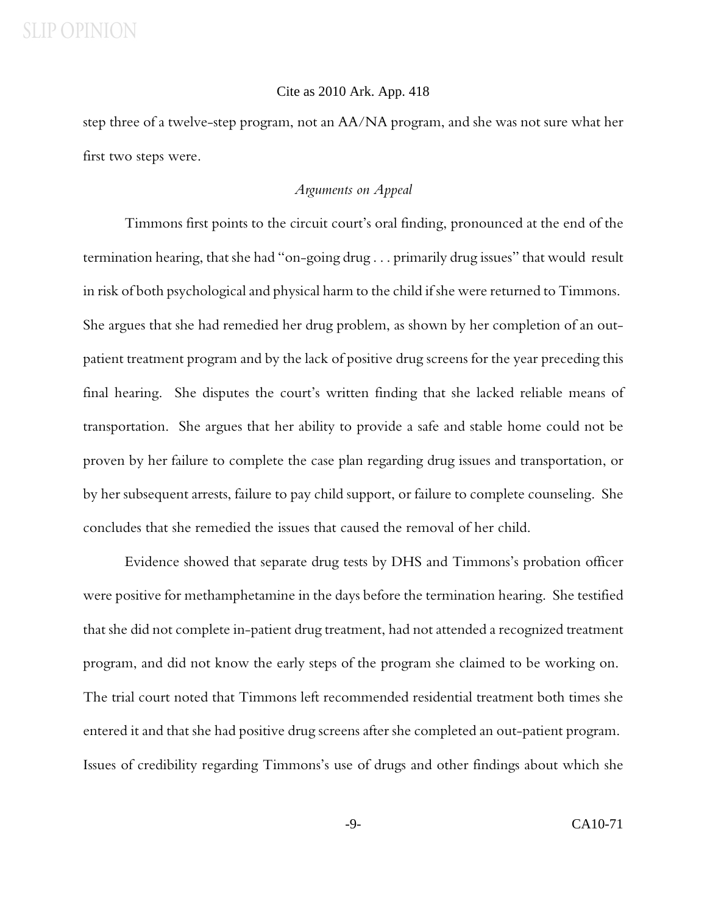step three of a twelve-step program, not an AA/NA program, and she was not sure what her first two steps were.

*Arguments on Appeal*

Timmons first points to the circuit court's oral finding, pronounced at the end of the termination hearing, that she had "on-going drug . . . primarily drug issues" that would result in risk of both psychological and physical harm to the child if she were returned to Timmons. She argues that she had remedied her drug problem, as shown by her completion of an out-patient treatment program and by the lack of positive drug screens for the year preceding this final hearing. She disputes the court's written finding that she lacked reliable means of transportation. She argues that her ability to provide a safe and stable home could not be proven by her failure to complete the case plan regarding drug issues and transportation, or by her subsequent arrests, failure to pay child support, or failure to complete counseling. She concludes that she remedied the issues that caused the removal of her child.

Evidence showed that separate drug tests by DHS and Timmons's probation officer were positive for methamphetamine in the days before the termination hearing. She testified that she did not complete in-patient drug treatment, had not attended a recognized treatment program, and did not know the early steps of the program she claimed to be working on. The trial court noted that Timmons left recommended residential treatment both times she entered it and that she had positive drug screens after she completed an out-patient program. Issues of credibility regarding Timmons's use of drugs and other findings about which she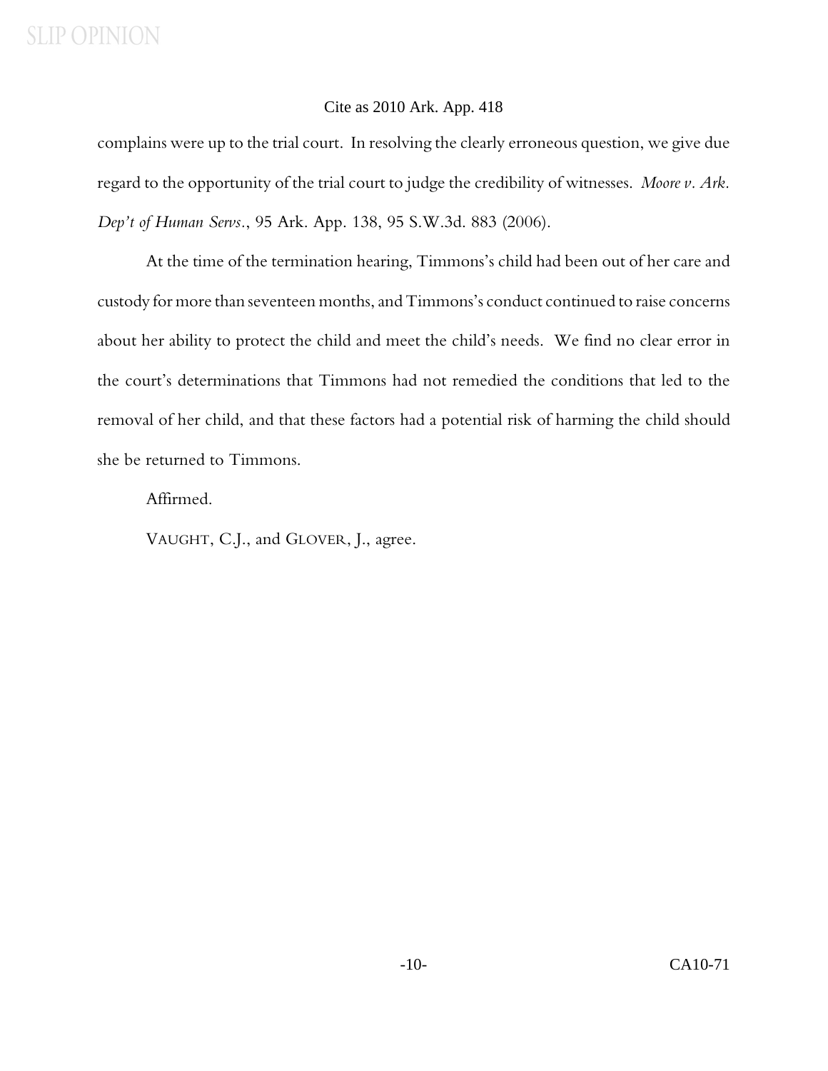complains were up to the trial court. In resolving the clearly erroneous question, we give due regard to the opportunity of the trial court to judge the credibility of witnesses. *Moore v. Ark. Dep't of Human Servs.*, 95 Ark. App. 138, 95 S.W.3d. 883 (2006).

At the time of the termination hearing, Timmons's child had been out of her care and custody for more than seventeen months, and Timmons's conduct continued to raise concerns about her ability to protect the child and meet the child's needs. We find no clear error in the court's determinations that Timmons had not remedied the conditions that led to the removal of her child, and that these factors had a potential risk of harming the child should she be returned to Timmons.

Affirmed.

VAUGHT, C.J., and GLOVER, J., agree.